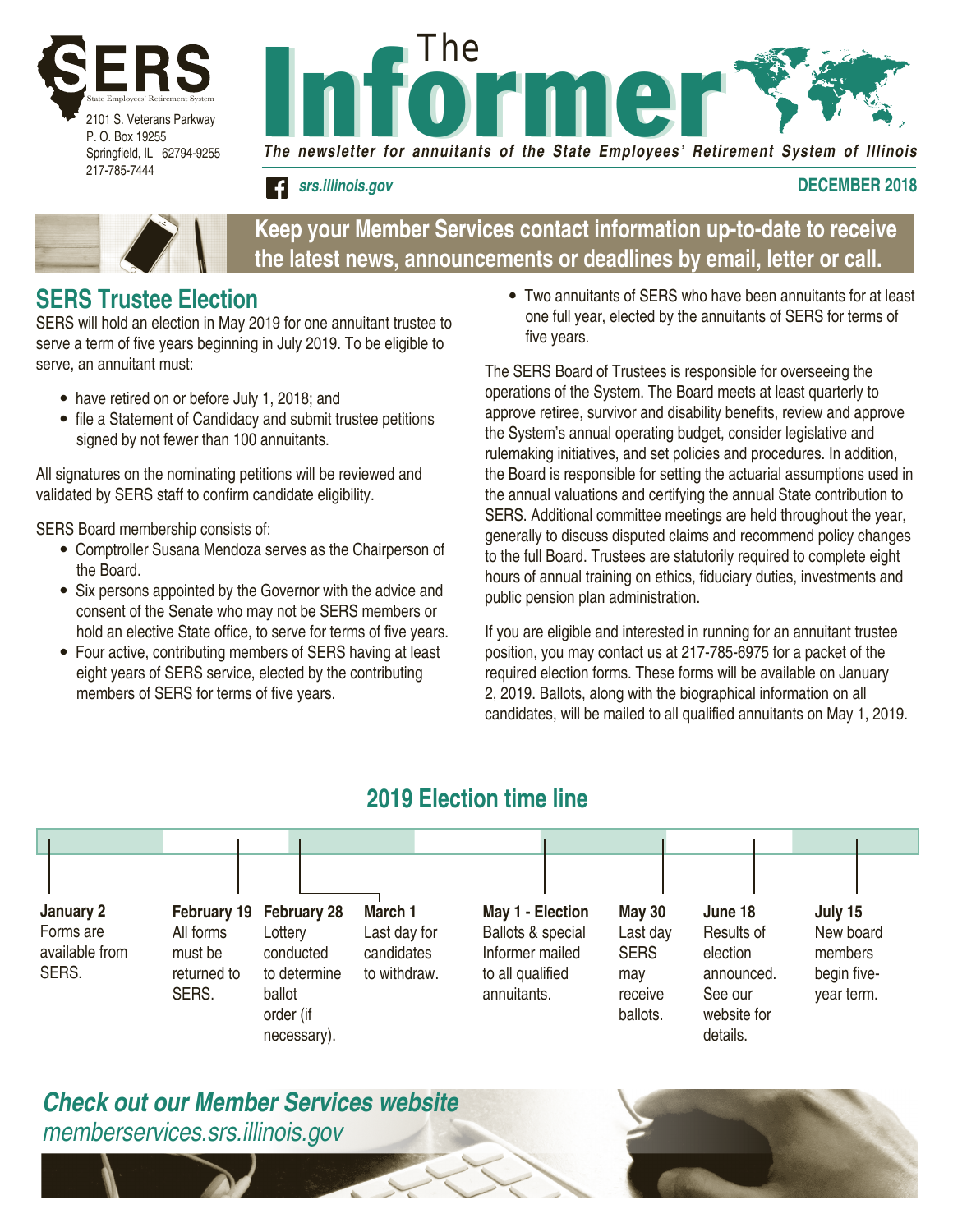SERS

State Employees' Retirement System

2101 S. Veterans Parkway
P. O. Box 19255
Springfield, IL 62794-9255
217-785-7444

# The Informer

*The newsletter for annuitants of the State Employees' Retirement System of Illinois*

***srs.illinois.gov***

**DECEMBER 2018**

**Keep your Member Services contact information up-to-date to receive the latest news, announcements or deadlines by email, letter or call.**

## SERS Trustee Election

SERS will hold an election in May 2019 for one annuitant trustee to serve a term of five years beginning in July 2019. To be eligible to serve, an annuitant must:

- have retired on or before July 1, 2018; and
- file a Statement of Candidacy and submit trustee petitions signed by not fewer than 100 annuitants.

All signatures on the nominating petitions will be reviewed and validated by SERS staff to confirm candidate eligibility.

SERS Board membership consists of:

- Comptroller Susana Mendoza serves as the Chairperson of the Board.
- Six persons appointed by the Governor with the advice and consent of the Senate who may not be SERS members or hold an elective State office, to serve for terms of five years.
- Four active, contributing members of SERS having at least eight years of SERS service, elected by the contributing members of SERS for terms of five years.
- Two annuitants of SERS who have been annuitants for at least one full year, elected by the annuitants of SERS for terms of five years.

The SERS Board of Trustees is responsible for overseeing the operations of the System. The Board meets at least quarterly to approve retiree, survivor and disability benefits, review and approve the System's annual operating budget, consider legislative and rulemaking initiatives, and set policies and procedures. In addition, the Board is responsible for setting the actuarial assumptions used in the annual valuations and certifying the annual State contribution to SERS. Additional committee meetings are held throughout the year, generally to discuss disputed claims and recommend policy changes to the full Board. Trustees are statutorily required to complete eight hours of annual training on ethics, fiduciary duties, investments and public pension plan administration.

If you are eligible and interested in running for an annuitant trustee position, you may contact us at 217-785-6975 for a packet of the required election forms. These forms will be available on January 2, 2019. Ballots, along with the biographical information on all candidates, will be mailed to all qualified annuitants on May 1, 2019.

## 2019 Election time line

- **January 2** – Forms are available from SERS.
- **February 19** – All forms must be returned to SERS.
- **February 28** – Lottery conducted to determine ballot order (if necessary).
- **March 1** – Last day for candidates to withdraw.
- **May 1 - Election** – Ballots & special Informer mailed to all qualified annuitants.
- **May 30** – Last day SERS may receive ballots.
- **June 18** – Results of election announced. See our website for details.
- **July 15** – New board members begin five-year term.

***Check out our Member Services website***

*memberservices.srs.illinois.gov*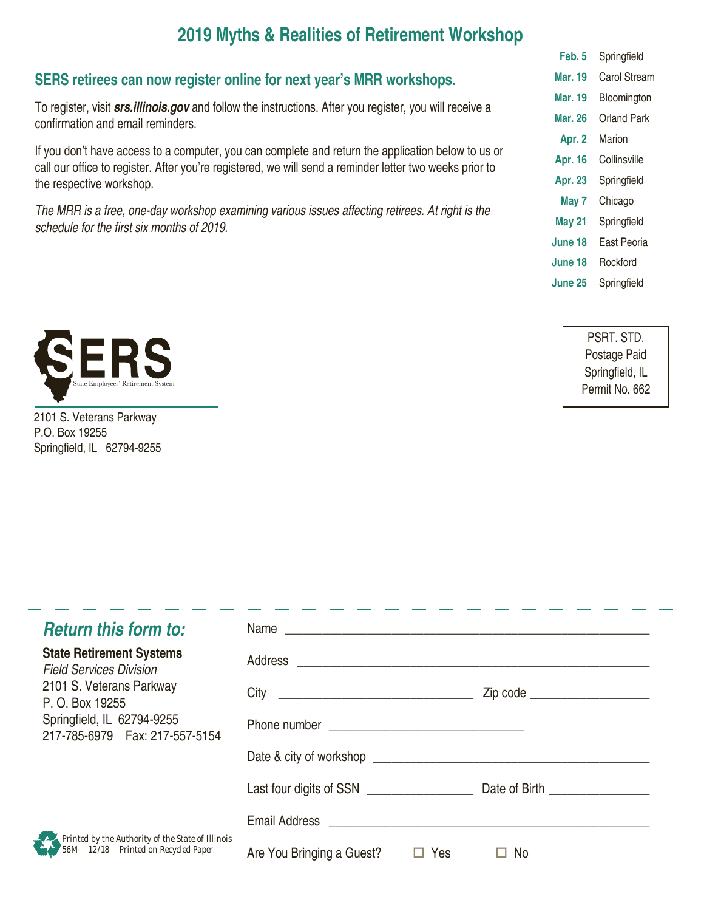# 2019 Myths & Realities of Retirement Workshop

## SERS retirees can now register online for next year's MRR workshops.

To register, visit ***srs.illinois.gov*** and follow the instructions. After you register, you will receive a confirmation and email reminders.

If you don't have access to a computer, you can complete and return the application below to us or call our office to register. After you're registered, we will send a reminder letter two weeks prior to the respective workshop.

*The MRR is a free, one-day workshop examining various issues affecting retirees. At right is the schedule for the first six months of 2019.*

| | |
|---|---|
| **Feb. 5** | Springfield |
| **Mar. 19** | Carol Stream |
| **Mar. 19** | Bloomington |
| **Mar. 26** | Orland Park |
| **Apr. 2** | Marion |
| **Apr. 16** | Collinsville |
| **Apr. 23** | Springfield |
| **May 7** | Chicago |
| **May 21** | Springfield |
| **June 18** | East Peoria |
| **June 18** | Rockford |
| **June 25** | Springfield |

SERS
State Employees' Retirement System

2101 S. Veterans Parkway
P.O. Box 19255
Springfield, IL 62794-9255

PSRT. STD.
Postage Paid
Springfield, IL
Permit No. 662

---

## *Return this form to:*

**State Retirement Systems**
*Field Services Division*
2101 S. Veterans Parkway
P. O. Box 19255
Springfield, IL 62794-9255
217-785-6979 Fax: 217-557-5154

Name ____________________

Address ____________________

City ____________________ Zip code ____________________

Phone number ____________________

Date & city of workshop ____________________

Last four digits of SSN ____________________ Date of Birth ____________________

Email Address ____________________

Are You Bringing a Guest? ☐ Yes ☐ No

Printed by the Authority of the State of Illinois
56M 12/18 Printed on Recycled Paper